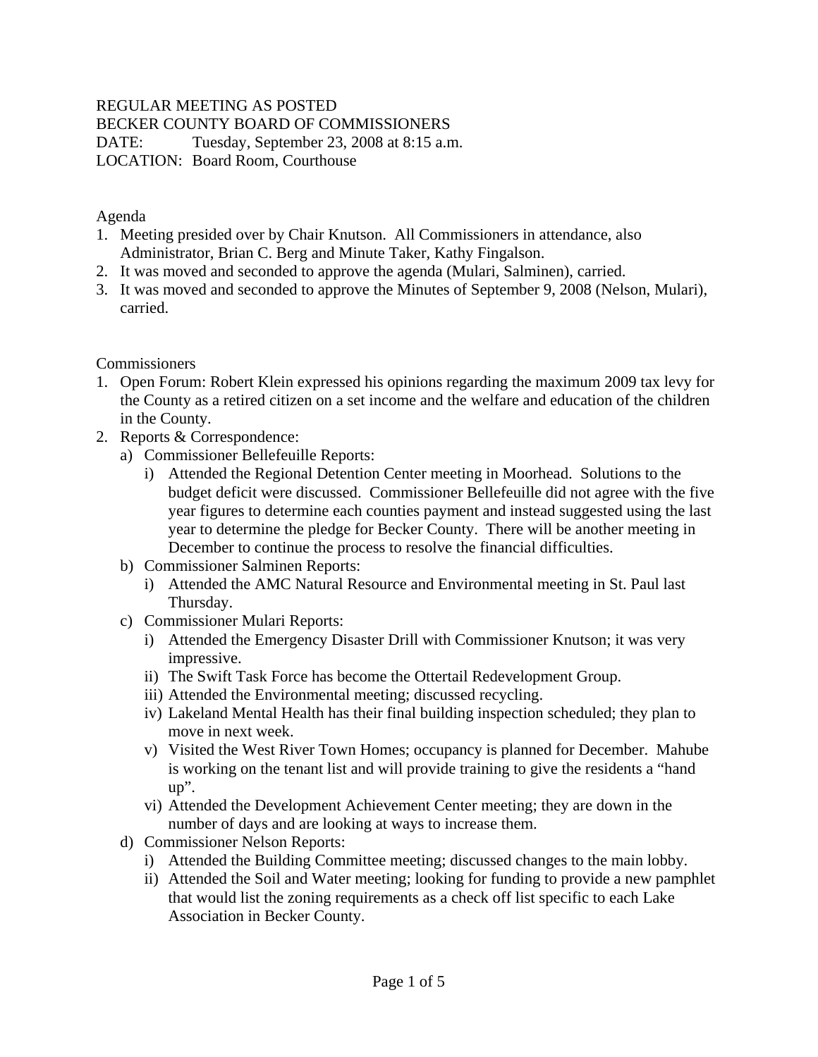REGULAR MEETING AS POSTED
BECKER COUNTY BOARD OF COMMISSIONERS
DATE: Tuesday, September 23, 2008 at 8:15 a.m.
LOCATION: Board Room, Courthouse

Agenda

1. Meeting presided over by Chair Knutson. All Commissioners in attendance, also Administrator, Brian C. Berg and Minute Taker, Kathy Fingalson.
2. It was moved and seconded to approve the agenda (Mulari, Salminen), carried.
3. It was moved and seconded to approve the Minutes of September 9, 2008 (Nelson, Mulari), carried.

Commissioners

1. Open Forum: Robert Klein expressed his opinions regarding the maximum 2009 tax levy for the County as a retired citizen on a set income and the welfare and education of the children in the County.
2. Reports & Correspondence:
   a) Commissioner Bellefeuille Reports:
      i) Attended the Regional Detention Center meeting in Moorhead. Solutions to the budget deficit were discussed. Commissioner Bellefeuille did not agree with the five year figures to determine each counties payment and instead suggested using the last year to determine the pledge for Becker County. There will be another meeting in December to continue the process to resolve the financial difficulties.
   b) Commissioner Salminen Reports:
      i) Attended the AMC Natural Resource and Environmental meeting in St. Paul last Thursday.
   c) Commissioner Mulari Reports:
      i) Attended the Emergency Disaster Drill with Commissioner Knutson; it was very impressive.
      ii) The Swift Task Force has become the Ottertail Redevelopment Group.
      iii) Attended the Environmental meeting; discussed recycling.
      iv) Lakeland Mental Health has their final building inspection scheduled; they plan to move in next week.
      v) Visited the West River Town Homes; occupancy is planned for December. Mahube is working on the tenant list and will provide training to give the residents a "hand up".
      vi) Attended the Development Achievement Center meeting; they are down in the number of days and are looking at ways to increase them.
   d) Commissioner Nelson Reports:
      i) Attended the Building Committee meeting; discussed changes to the main lobby.
      ii) Attended the Soil and Water meeting; looking for funding to provide a new pamphlet that would list the zoning requirements as a check off list specific to each Lake Association in Becker County.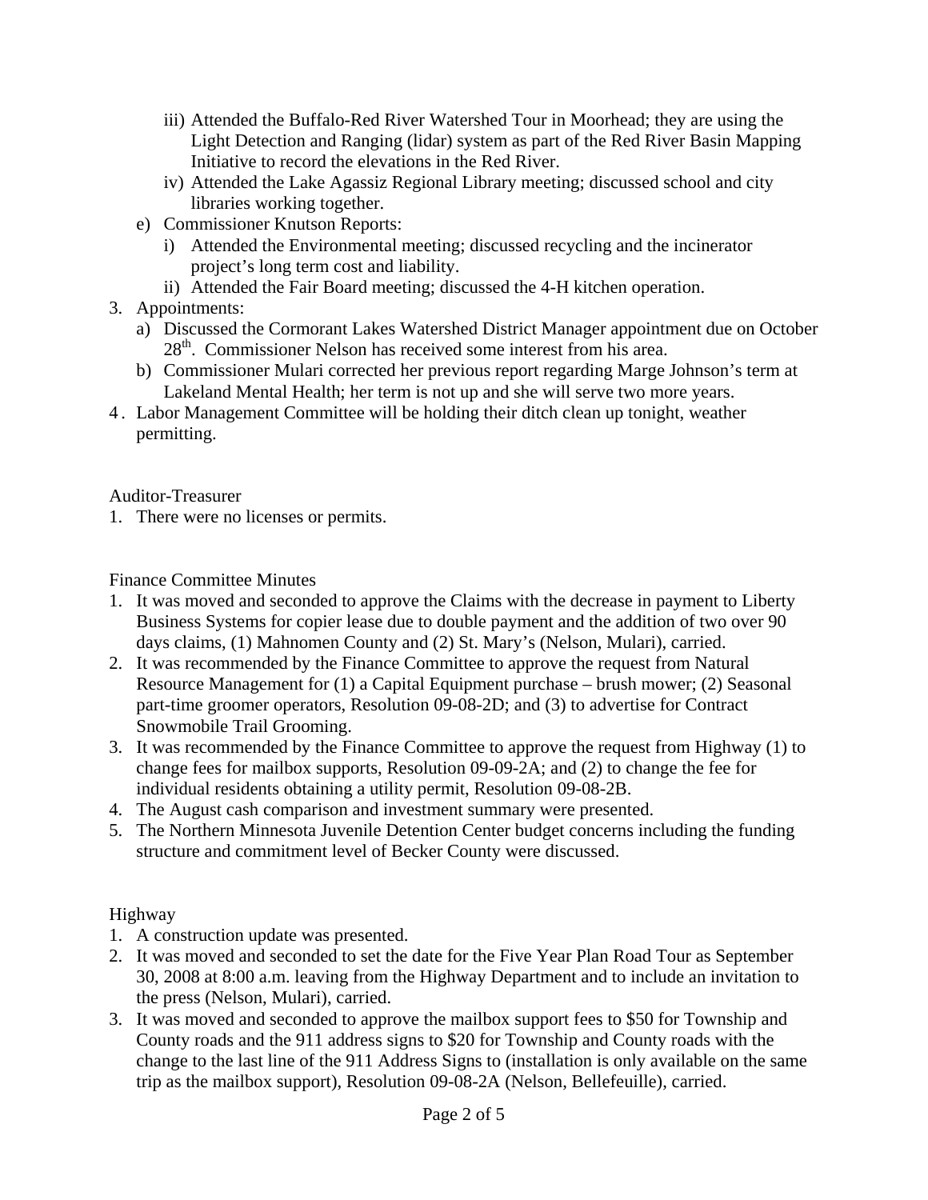- iii) Attended the Buffalo-Red River Watershed Tour in Moorhead; they are using the Light Detection and Ranging (lidar) system as part of the Red River Basin Mapping Initiative to record the elevations in the Red River.
   - iv) Attended the Lake Agassiz Regional Library meeting; discussed school and city libraries working together.
   - e) Commissioner Knutson Reports:
     - i) Attended the Environmental meeting; discussed recycling and the incinerator project's long term cost and liability.
     - ii) Attended the Fair Board meeting; discussed the 4-H kitchen operation.
3. Appointments:
   - a) Discussed the Cormorant Lakes Watershed District Manager appointment due on October 28th. Commissioner Nelson has received some interest from his area.
   - b) Commissioner Mulari corrected her previous report regarding Marge Johnson's term at Lakeland Mental Health; her term is not up and she will serve two more years.
4. Labor Management Committee will be holding their ditch clean up tonight, weather permitting.

Auditor-Treasurer

1. There were no licenses or permits.

Finance Committee Minutes

1. It was moved and seconded to approve the Claims with the decrease in payment to Liberty Business Systems for copier lease due to double payment and the addition of two over 90 days claims, (1) Mahnomen County and (2) St. Mary's (Nelson, Mulari), carried.
2. It was recommended by the Finance Committee to approve the request from Natural Resource Management for (1) a Capital Equipment purchase – brush mower; (2) Seasonal part-time groomer operators, Resolution 09-08-2D; and (3) to advertise for Contract Snowmobile Trail Grooming.
3. It was recommended by the Finance Committee to approve the request from Highway (1) to change fees for mailbox supports, Resolution 09-09-2A; and (2) to change the fee for individual residents obtaining a utility permit, Resolution 09-08-2B.
4. The August cash comparison and investment summary were presented.
5. The Northern Minnesota Juvenile Detention Center budget concerns including the funding structure and commitment level of Becker County were discussed.

Highway

1. A construction update was presented.
2. It was moved and seconded to set the date for the Five Year Plan Road Tour as September 30, 2008 at 8:00 a.m. leaving from the Highway Department and to include an invitation to the press (Nelson, Mulari), carried.
3. It was moved and seconded to approve the mailbox support fees to $50 for Township and County roads and the 911 address signs to $20 for Township and County roads with the change to the last line of the 911 Address Signs to (installation is only available on the same trip as the mailbox support), Resolution 09-08-2A (Nelson, Bellefeuille), carried.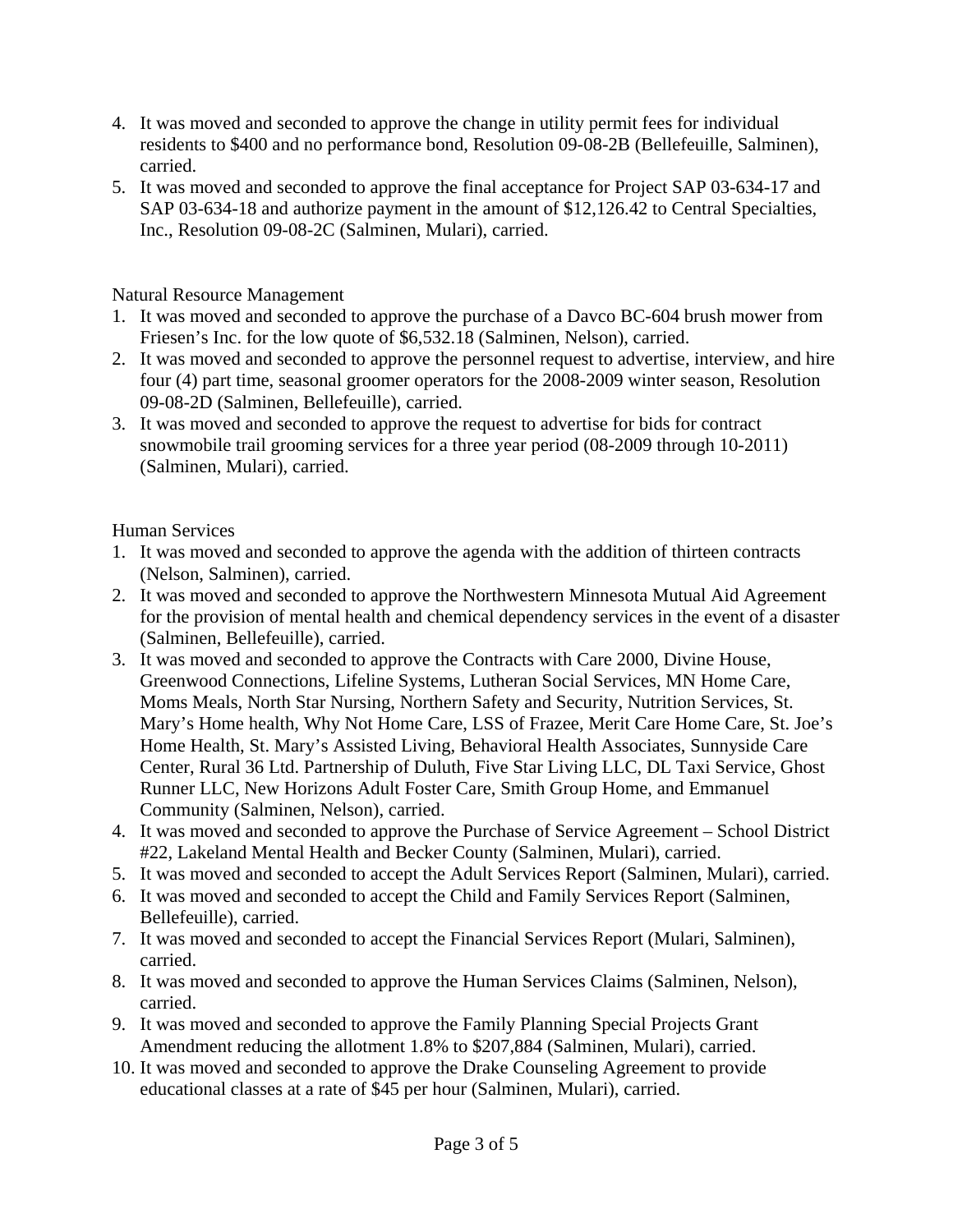4. It was moved and seconded to approve the change in utility permit fees for individual residents to $400 and no performance bond, Resolution 09-08-2B (Bellefeuille, Salminen), carried.
5. It was moved and seconded to approve the final acceptance for Project SAP 03-634-17 and SAP 03-634-18 and authorize payment in the amount of $12,126.42 to Central Specialties, Inc., Resolution 09-08-2C (Salminen, Mulari), carried.

Natural Resource Management

1. It was moved and seconded to approve the purchase of a Davco BC-604 brush mower from Friesen's Inc. for the low quote of $6,532.18 (Salminen, Nelson), carried.
2. It was moved and seconded to approve the personnel request to advertise, interview, and hire four (4) part time, seasonal groomer operators for the 2008-2009 winter season, Resolution 09-08-2D (Salminen, Bellefeuille), carried.
3. It was moved and seconded to approve the request to advertise for bids for contract snowmobile trail grooming services for a three year period (08-2009 through 10-2011) (Salminen, Mulari), carried.

Human Services

1. It was moved and seconded to approve the agenda with the addition of thirteen contracts (Nelson, Salminen), carried.
2. It was moved and seconded to approve the Northwestern Minnesota Mutual Aid Agreement for the provision of mental health and chemical dependency services in the event of a disaster (Salminen, Bellefeuille), carried.
3. It was moved and seconded to approve the Contracts with Care 2000, Divine House, Greenwood Connections, Lifeline Systems, Lutheran Social Services, MN Home Care, Moms Meals, North Star Nursing, Northern Safety and Security, Nutrition Services, St. Mary's Home health, Why Not Home Care, LSS of Frazee, Merit Care Home Care, St. Joe's Home Health, St. Mary's Assisted Living, Behavioral Health Associates, Sunnyside Care Center, Rural 36 Ltd. Partnership of Duluth, Five Star Living LLC, DL Taxi Service, Ghost Runner LLC, New Horizons Adult Foster Care, Smith Group Home, and Emmanuel Community (Salminen, Nelson), carried.
4. It was moved and seconded to approve the Purchase of Service Agreement – School District #22, Lakeland Mental Health and Becker County (Salminen, Mulari), carried.
5. It was moved and seconded to accept the Adult Services Report (Salminen, Mulari), carried.
6. It was moved and seconded to accept the Child and Family Services Report (Salminen, Bellefeuille), carried.
7. It was moved and seconded to accept the Financial Services Report (Mulari, Salminen), carried.
8. It was moved and seconded to approve the Human Services Claims (Salminen, Nelson), carried.
9. It was moved and seconded to approve the Family Planning Special Projects Grant Amendment reducing the allotment 1.8% to $207,884 (Salminen, Mulari), carried.
10. It was moved and seconded to approve the Drake Counseling Agreement to provide educational classes at a rate of $45 per hour (Salminen, Mulari), carried.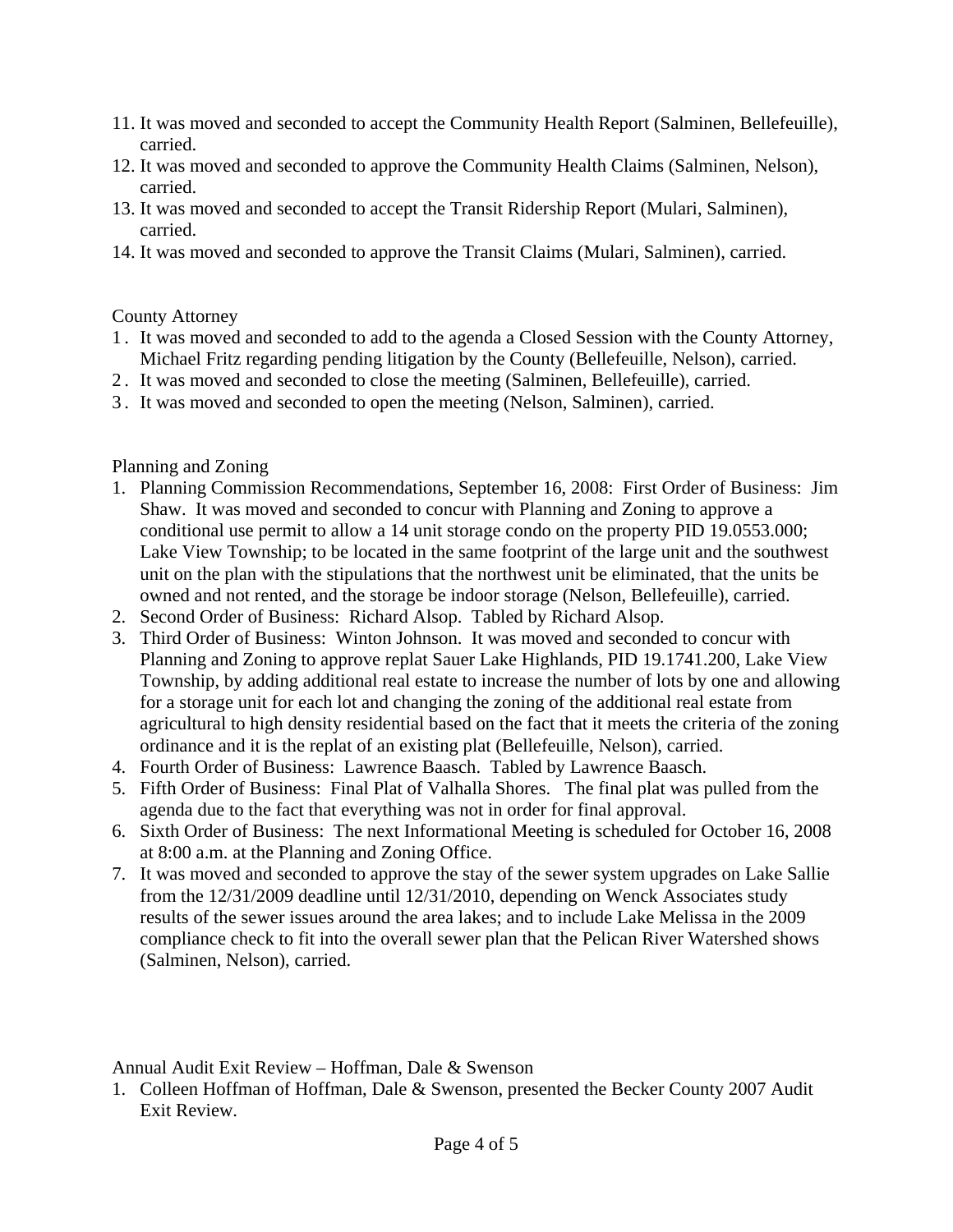11. It was moved and seconded to accept the Community Health Report (Salminen, Bellefeuille), carried.
12. It was moved and seconded to approve the Community Health Claims (Salminen, Nelson), carried.
13. It was moved and seconded to accept the Transit Ridership Report (Mulari, Salminen), carried.
14. It was moved and seconded to approve the Transit Claims (Mulari, Salminen), carried.

County Attorney

1. It was moved and seconded to add to the agenda a Closed Session with the County Attorney, Michael Fritz regarding pending litigation by the County (Bellefeuille, Nelson), carried.
2. It was moved and seconded to close the meeting (Salminen, Bellefeuille), carried.
3. It was moved and seconded to open the meeting (Nelson, Salminen), carried.

Planning and Zoning

1. Planning Commission Recommendations, September 16, 2008: First Order of Business: Jim Shaw. It was moved and seconded to concur with Planning and Zoning to approve a conditional use permit to allow a 14 unit storage condo on the property PID 19.0553.000; Lake View Township; to be located in the same footprint of the large unit and the southwest unit on the plan with the stipulations that the northwest unit be eliminated, that the units be owned and not rented, and the storage be indoor storage (Nelson, Bellefeuille), carried.
2. Second Order of Business: Richard Alsop. Tabled by Richard Alsop.
3. Third Order of Business: Winton Johnson. It was moved and seconded to concur with Planning and Zoning to approve replat Sauer Lake Highlands, PID 19.1741.200, Lake View Township, by adding additional real estate to increase the number of lots by one and allowing for a storage unit for each lot and changing the zoning of the additional real estate from agricultural to high density residential based on the fact that it meets the criteria of the zoning ordinance and it is the replat of an existing plat (Bellefeuille, Nelson), carried.
4. Fourth Order of Business: Lawrence Baasch. Tabled by Lawrence Baasch.
5. Fifth Order of Business: Final Plat of Valhalla Shores. The final plat was pulled from the agenda due to the fact that everything was not in order for final approval.
6. Sixth Order of Business: The next Informational Meeting is scheduled for October 16, 2008 at 8:00 a.m. at the Planning and Zoning Office.
7. It was moved and seconded to approve the stay of the sewer system upgrades on Lake Sallie from the 12/31/2009 deadline until 12/31/2010, depending on Wenck Associates study results of the sewer issues around the area lakes; and to include Lake Melissa in the 2009 compliance check to fit into the overall sewer plan that the Pelican River Watershed shows (Salminen, Nelson), carried.

Annual Audit Exit Review – Hoffman, Dale & Swenson

1. Colleen Hoffman of Hoffman, Dale & Swenson, presented the Becker County 2007 Audit Exit Review.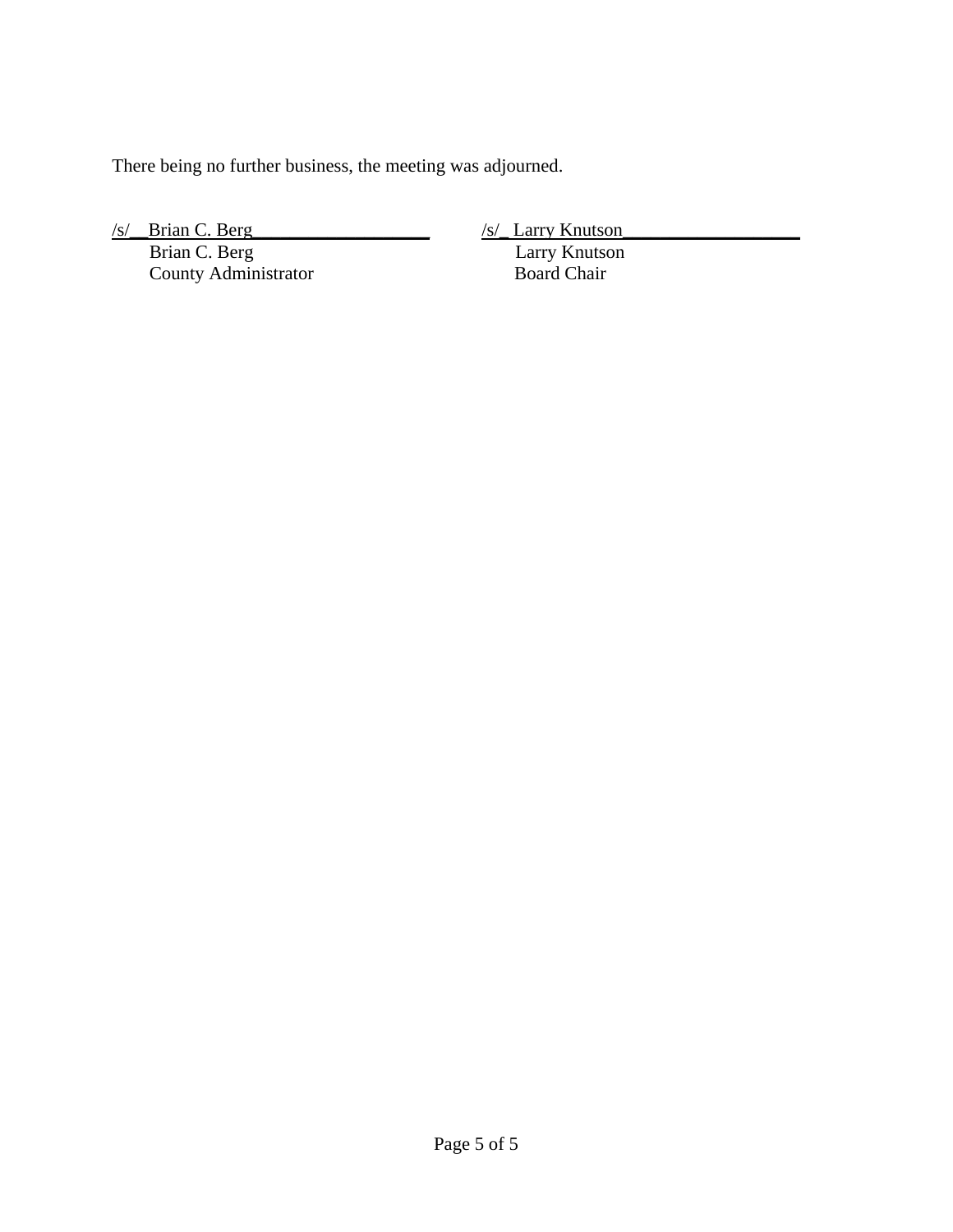There being no further business, the meeting was adjourned.

| | |
|---|---|
| /s/__Brian C. Berg___________________ | /s/_ Larry Knutson___________________ |
| Brian C. Berg | Larry Knutson |
| County Administrator | Board Chair |